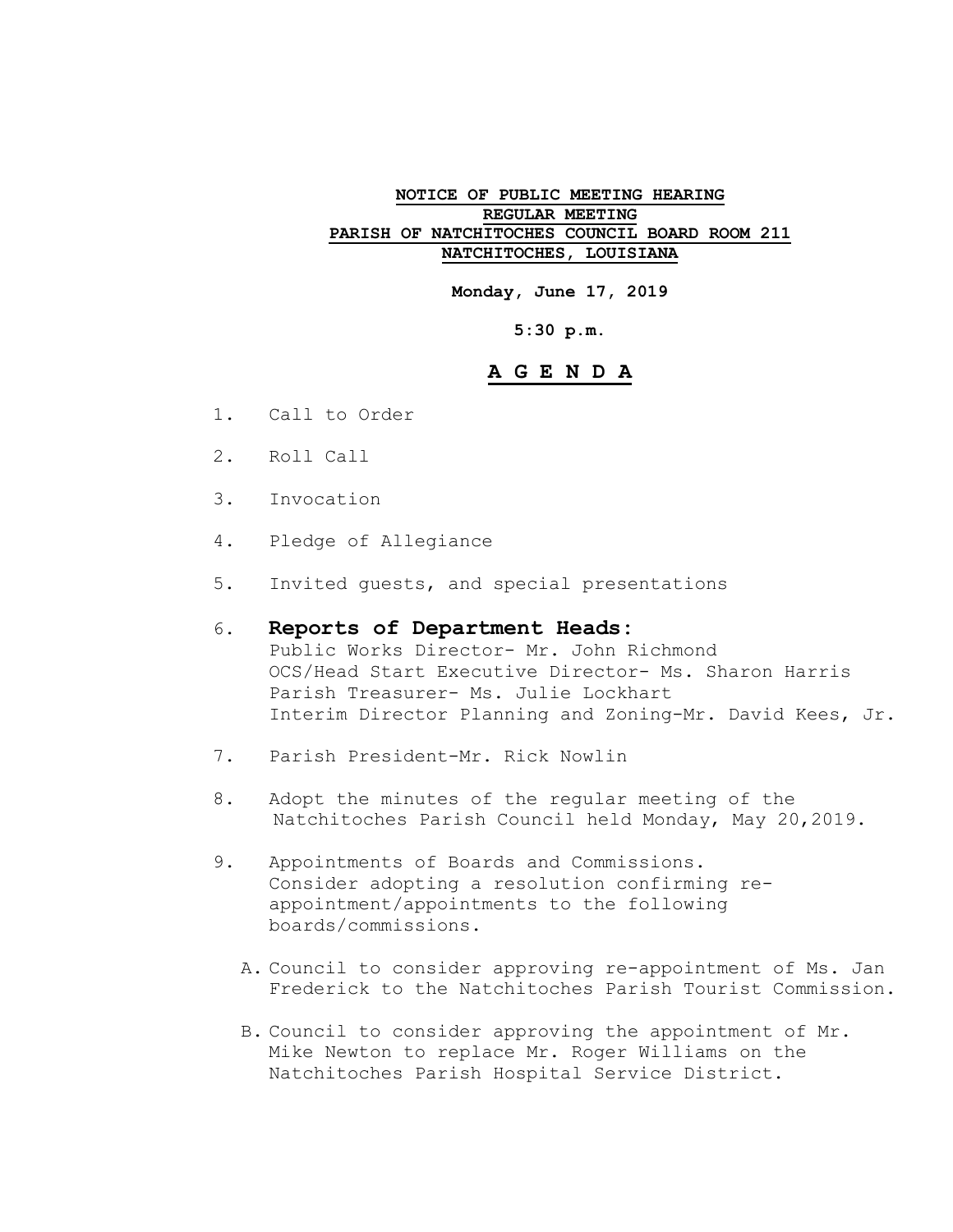**NOTICE OF PUBLIC MEETING HEARING**
**REGULAR MEETING**
**PARISH OF NATCHITOCHES COUNCIL BOARD ROOM 211**
**NATCHITOCHES, LOUISIANA**

**Monday, June 17, 2019**

**5:30 p.m.**

# A G E N D A

1. Call to Order

2. Roll Call

3. Invocation

4. Pledge of Allegiance

5. Invited guests, and special presentations

6. **Reports of Department Heads:**
   Public Works Director- Mr. John Richmond
   OCS/Head Start Executive Director- Ms. Sharon Harris
   Parish Treasurer- Ms. Julie Lockhart
   Interim Director Planning and Zoning-Mr. David Kees, Jr.

7. Parish President-Mr. Rick Nowlin

8. Adopt the minutes of the regular meeting of the Natchitoches Parish Council held Monday, May 20,2019.

9. Appointments of Boards and Commissions. Consider adopting a resolution confirming re-appointment/appointments to the following boards/commissions.

   A. Council to consider approving re-appointment of Ms. Jan Frederick to the Natchitoches Parish Tourist Commission.

   B. Council to consider approving the appointment of Mr. Mike Newton to replace Mr. Roger Williams on the Natchitoches Parish Hospital Service District.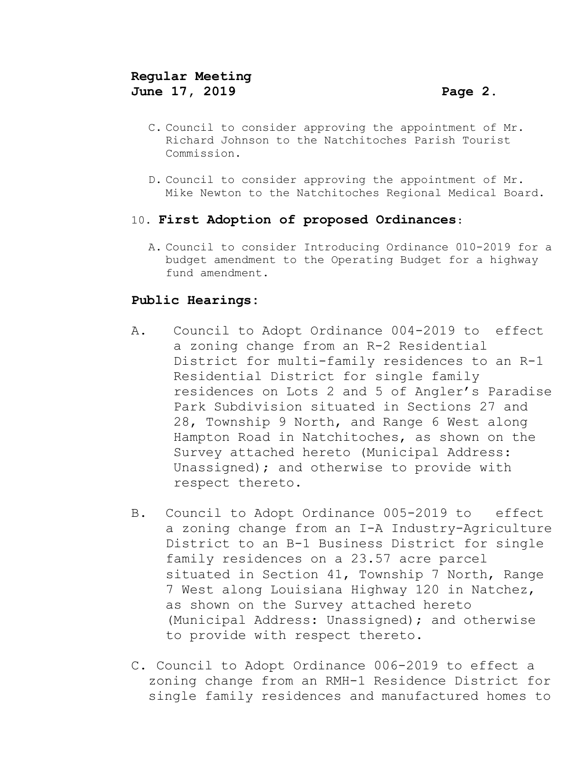C. Council to consider approving the appointment of Mr. Richard Johnson to the Natchitoches Parish Tourist Commission.

D. Council to consider approving the appointment of Mr. Mike Newton to the Natchitoches Regional Medical Board.

10. **First Adoption of proposed Ordinances**:

   A. Council to consider Introducing Ordinance 010-2019 for a budget amendment to the Operating Budget for a highway fund amendment.

**Public Hearings:**

A. Council to Adopt Ordinance 004-2019 to effect a zoning change from an R-2 Residential District for multi-family residences to an R-1 Residential District for single family residences on Lots 2 and 5 of Angler's Paradise Park Subdivision situated in Sections 27 and 28, Township 9 North, and Range 6 West along Hampton Road in Natchitoches, as shown on the Survey attached hereto (Municipal Address: Unassigned); and otherwise to provide with respect thereto.

B. Council to Adopt Ordinance 005-2019 to effect a zoning change from an I-A Industry-Agriculture District to an B-1 Business District for single family residences on a 23.57 acre parcel situated in Section 41, Township 7 North, Range 7 West along Louisiana Highway 120 in Natchez, as shown on the Survey attached hereto (Municipal Address: Unassigned); and otherwise to provide with respect thereto.

C. Council to Adopt Ordinance 006-2019 to effect a zoning change from an RMH-1 Residence District for single family residences and manufactured homes to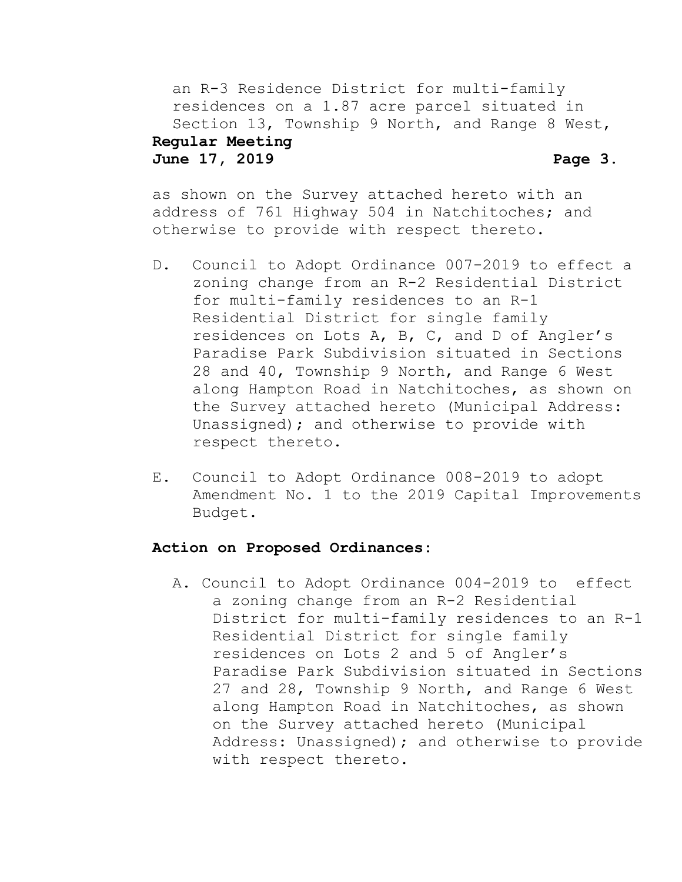an R-3 Residence District for multi-family residences on a 1.87 acre parcel situated in Section 13, Township 9 North, and Range 8 West, as shown on the Survey attached hereto with an address of 761 Highway 504 in Natchitoches; and otherwise to provide with respect thereto.

D. Council to Adopt Ordinance 007-2019 to effect a zoning change from an R-2 Residential District for multi-family residences to an R-1 Residential District for single family residences on Lots A, B, C, and D of Angler's Paradise Park Subdivision situated in Sections 28 and 40, Township 9 North, and Range 6 West along Hampton Road in Natchitoches, as shown on the Survey attached hereto (Municipal Address: Unassigned); and otherwise to provide with respect thereto.

E. Council to Adopt Ordinance 008-2019 to adopt Amendment No. 1 to the 2019 Capital Improvements Budget.

**Action on Proposed Ordinances:**

A. Council to Adopt Ordinance 004-2019 to effect a zoning change from an R-2 Residential District for multi-family residences to an R-1 Residential District for single family residences on Lots 2 and 5 of Angler's Paradise Park Subdivision situated in Sections 27 and 28, Township 9 North, and Range 6 West along Hampton Road in Natchitoches, as shown on the Survey attached hereto (Municipal Address: Unassigned); and otherwise to provide with respect thereto.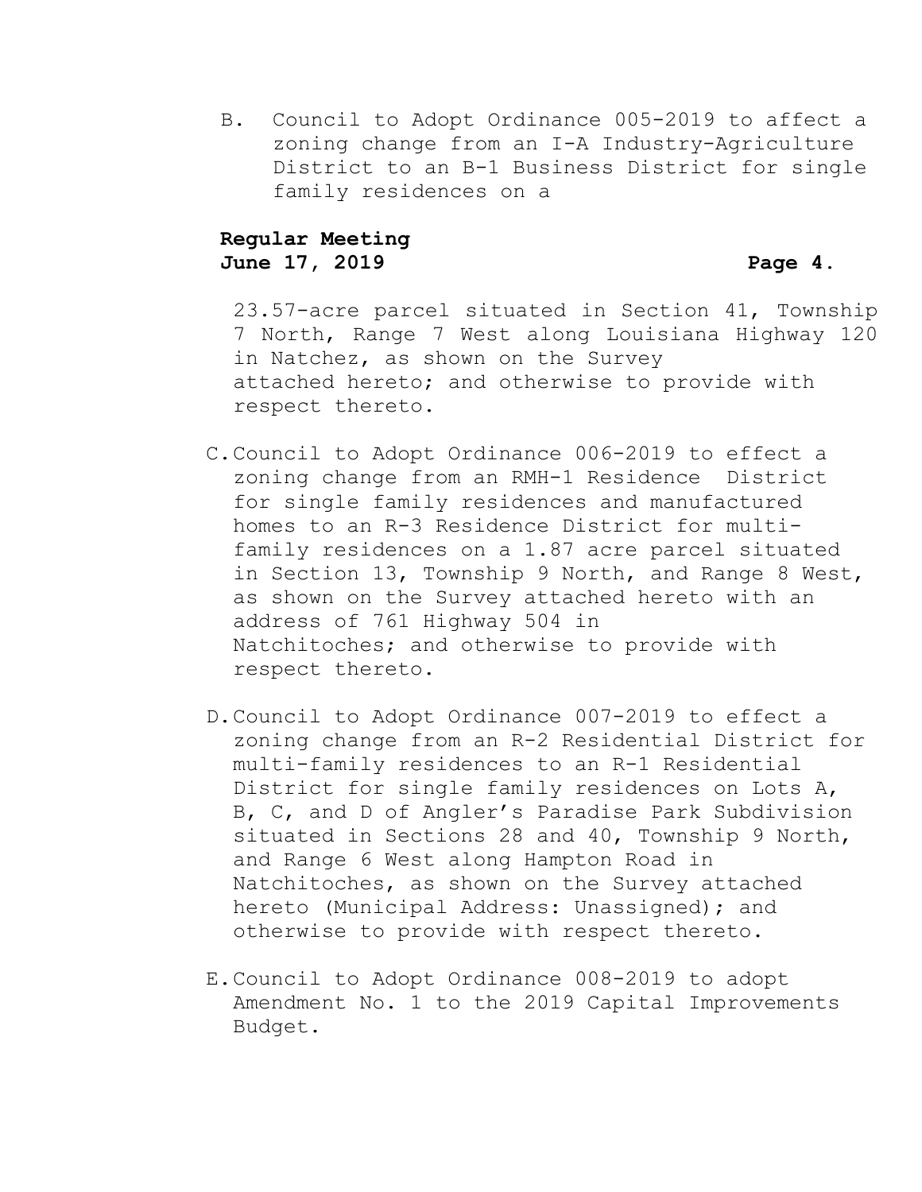B. Council to Adopt Ordinance 005-2019 to affect a zoning change from an I-A Industry-Agriculture District to an B-1 Business District for single family residences on a 23.57-acre parcel situated in Section 41, Township 7 North, Range 7 West along Louisiana Highway 120 in Natchez, as shown on the Survey attached hereto; and otherwise to provide with respect thereto.

C. Council to Adopt Ordinance 006-2019 to effect a zoning change from an RMH-1 Residence District for single family residences and manufactured homes to an R-3 Residence District for multi-family residences on a 1.87 acre parcel situated in Section 13, Township 9 North, and Range 8 West, as shown on the Survey attached hereto with an address of 761 Highway 504 in Natchitoches; and otherwise to provide with respect thereto.

D. Council to Adopt Ordinance 007-2019 to effect a zoning change from an R-2 Residential District for multi-family residences to an R-1 Residential District for single family residences on Lots A, B, C, and D of Angler's Paradise Park Subdivision situated in Sections 28 and 40, Township 9 North, and Range 6 West along Hampton Road in Natchitoches, as shown on the Survey attached hereto (Municipal Address: Unassigned); and otherwise to provide with respect thereto.

E. Council to Adopt Ordinance 008-2019 to adopt Amendment No. 1 to the 2019 Capital Improvements Budget.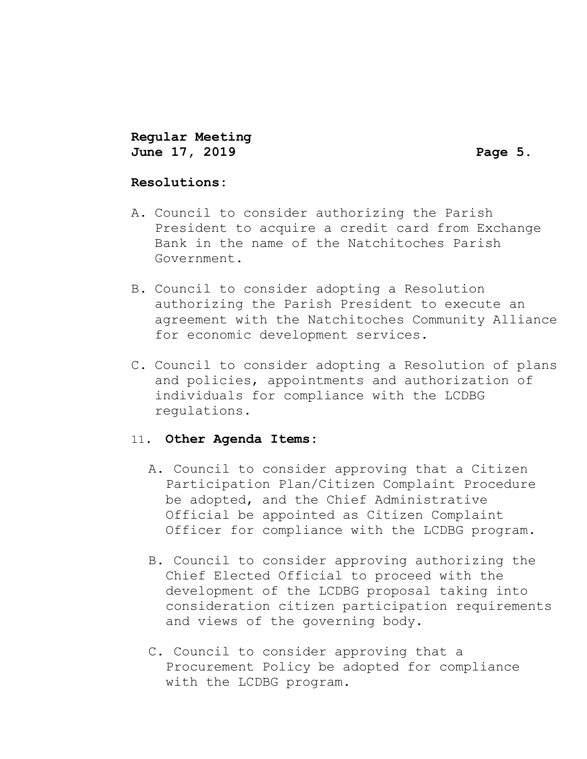**Resolutions:**

A. Council to consider authorizing the Parish President to acquire a credit card from Exchange Bank in the name of the Natchitoches Parish Government.

B. Council to consider adopting a Resolution authorizing the Parish President to execute an agreement with the Natchitoches Community Alliance for economic development services.

C. Council to consider adopting a Resolution of plans and policies, appointments and authorization of individuals for compliance with the LCDBG regulations.

11. **Other Agenda Items:**

   A. Council to consider approving that a Citizen Participation Plan/Citizen Complaint Procedure be adopted, and the Chief Administrative Official be appointed as Citizen Complaint Officer for compliance with the LCDBG program.

   B. Council to consider approving authorizing the Chief Elected Official to proceed with the development of the LCDBG proposal taking into consideration citizen participation requirements and views of the governing body.

   C. Council to consider approving that a Procurement Policy be adopted for compliance with the LCDBG program.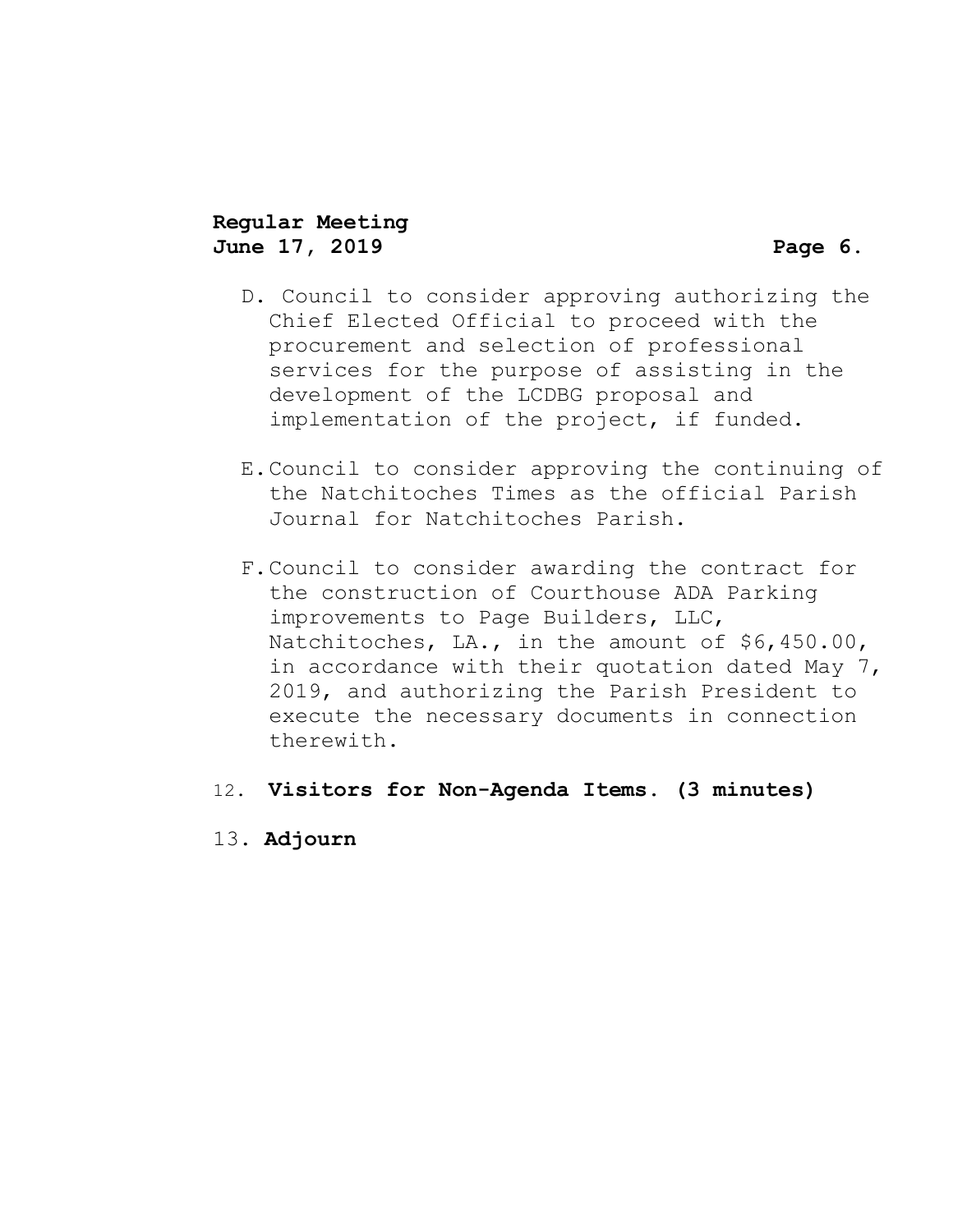D. Council to consider approving authorizing the Chief Elected Official to proceed with the procurement and selection of professional services for the purpose of assisting in the development of the LCDBG proposal and implementation of the project, if funded.

E. Council to consider approving the continuing of the Natchitoches Times as the official Parish Journal for Natchitoches Parish.

F. Council to consider awarding the contract for the construction of Courthouse ADA Parking improvements to Page Builders, LLC, Natchitoches, LA., in the amount of $6,450.00, in accordance with their quotation dated May 7, 2019, and authorizing the Parish President to execute the necessary documents in connection therewith.

12. **Visitors for Non-Agenda Items. (3 minutes)**

13. **Adjourn**